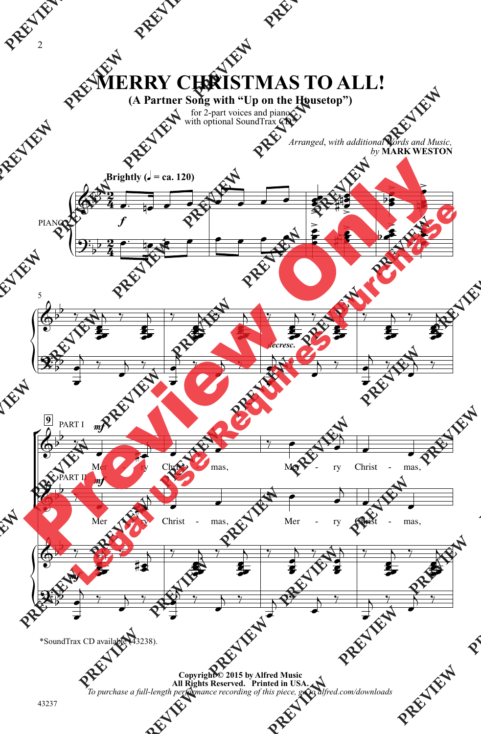# MERRY CHRISTMAS TO ALL!

## (A Partner Song with "Up on the Housetop")

for 2-part voices and piano
with optional SoundTrax CD*

*Arranged, with additional Words and Music,*
*by* **MARK WESTON**

**Brightly (♩ = ca. 120)**

PIANO

PART I

Mer - ry Christ - mas, Mer - ry Christ - mas,

PART II

Mer - ry Christ - mas, Mer - ry Christ - mas,

*SoundTrax CD available (43238).

**Copyright © 2015 by Alfred Music**
**All Rights Reserved. Printed in USA.**
*To purchase a full-length performance recording of this piece, go to alfred.com/downloads*

43237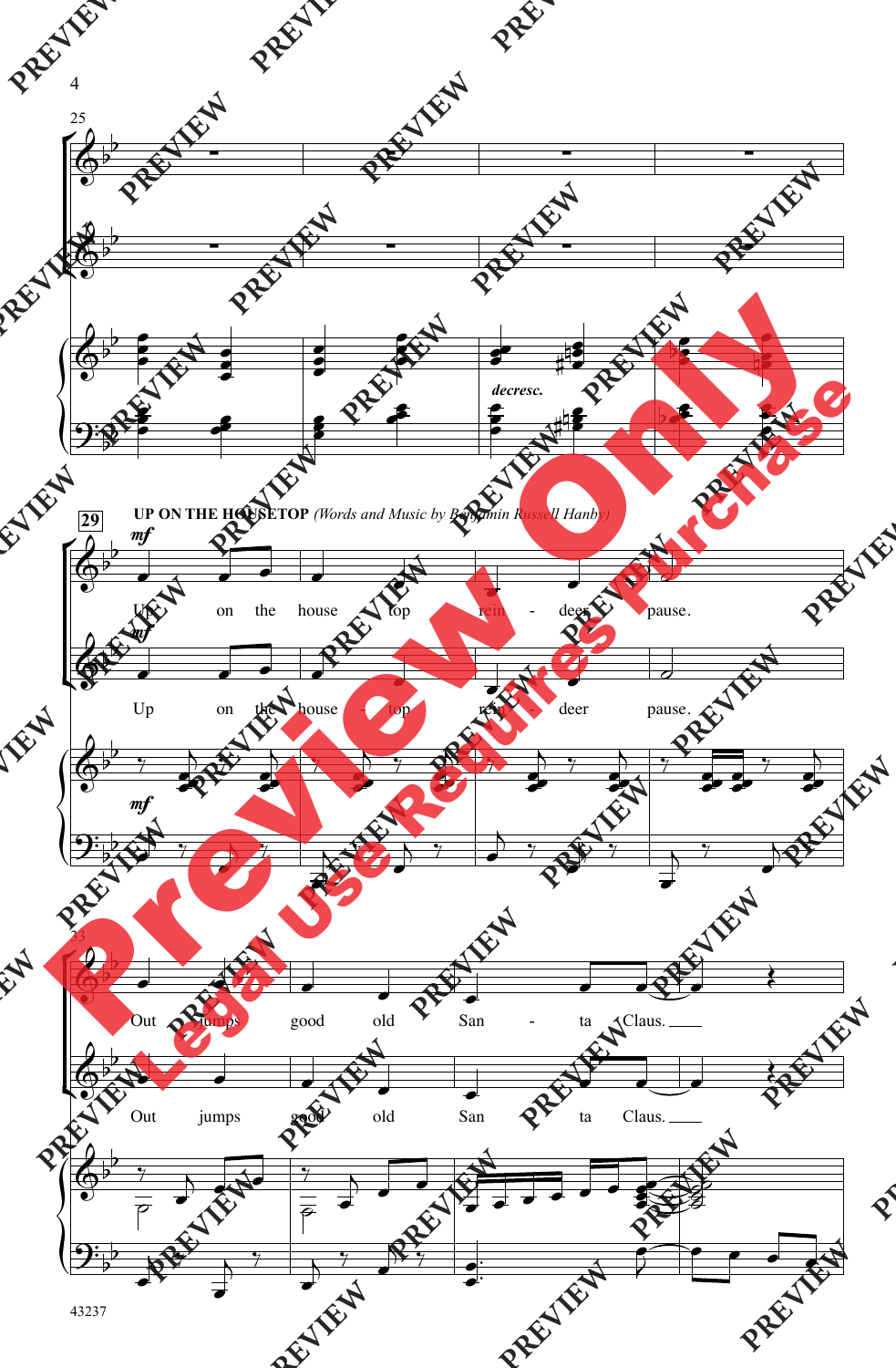**UP ON THE HOUSETOP** *(Words and Music by Benjamin Russell Hanby)*

Up on the house - top rein - deer pause.

Out jumps good old San - ta Claus.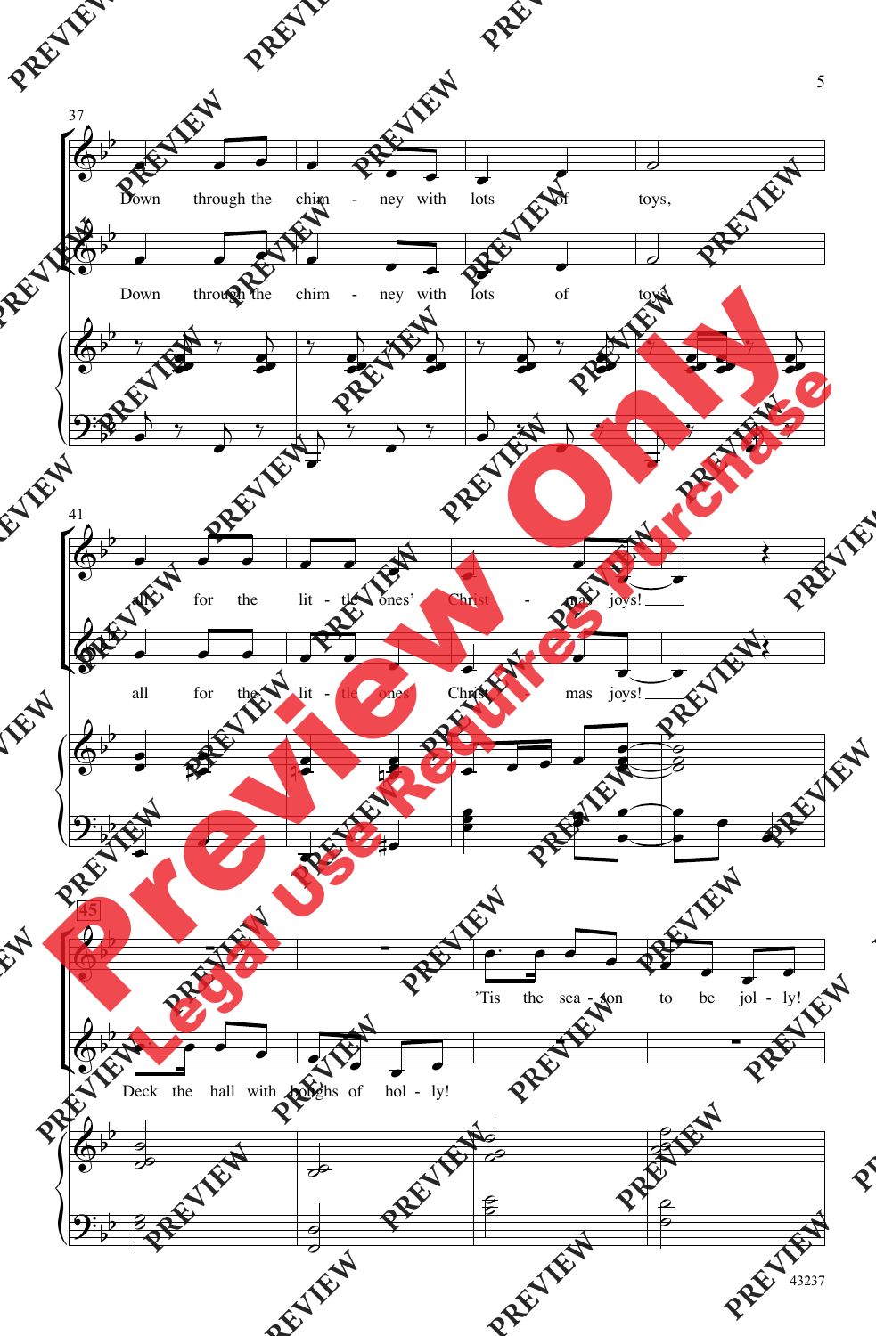37

Down through the chim - ney with lots of toys,

Down through the chim - ney with lots of toys,

41

all for the lit - tle ones' Christ - mas joys!

all for the lit - tle ones' Christ - mas joys!

45

'Tis the sea - son to be jol - ly!

Deck the hall with boughs of hol - ly!

Preview Only

Legal Use Requires Purchase

43237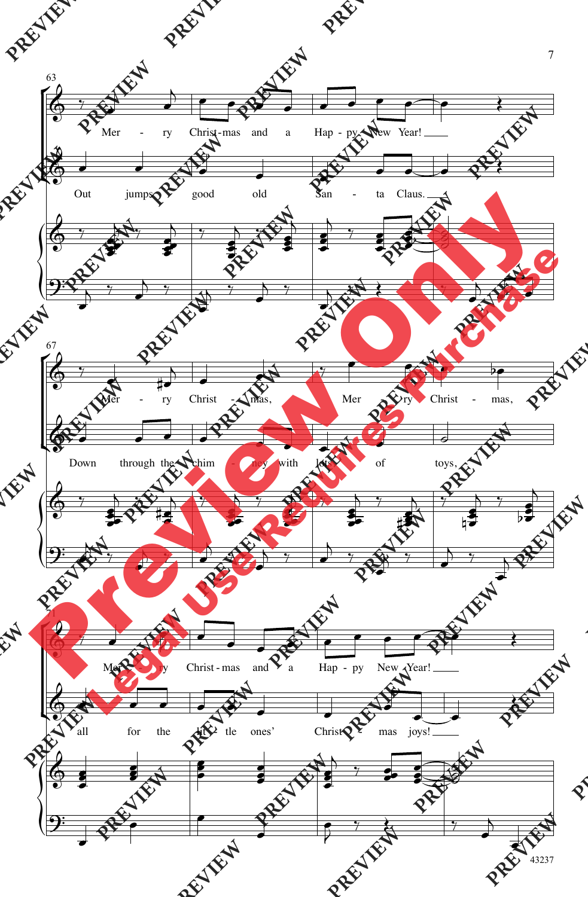Mer - ry Christ-mas and a Hap - py New Year!

Out jumps good old San - ta Claus.

Mer - ry Christ - mas, Mer - ry Christ - mas,

Down through the chim - ney with lots of toys,

Mer - ry Christ-mas and a Hap - py New Year!

all for the lit - tle ones' Christ - mas joys!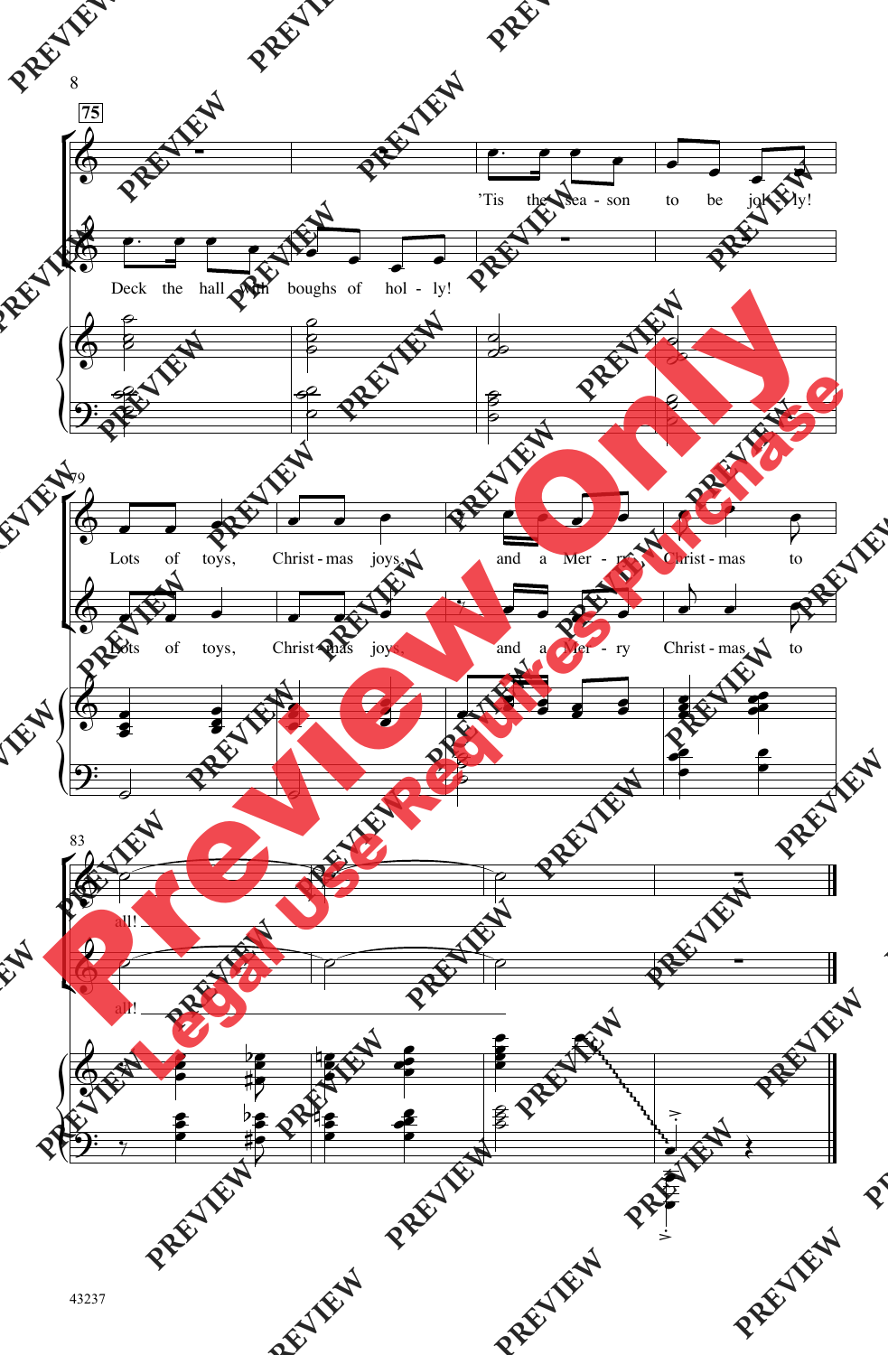75

'Tis the sea - son to be jol - ly!

Deck the hall with boughs of hol - ly!

79

Lots of toys, Christ - mas joys, and a Mer - ry Christ - mas to

Lots of toys, Christ - mas joys, and a Mer - ry Christ - mas to

83

all!

all!